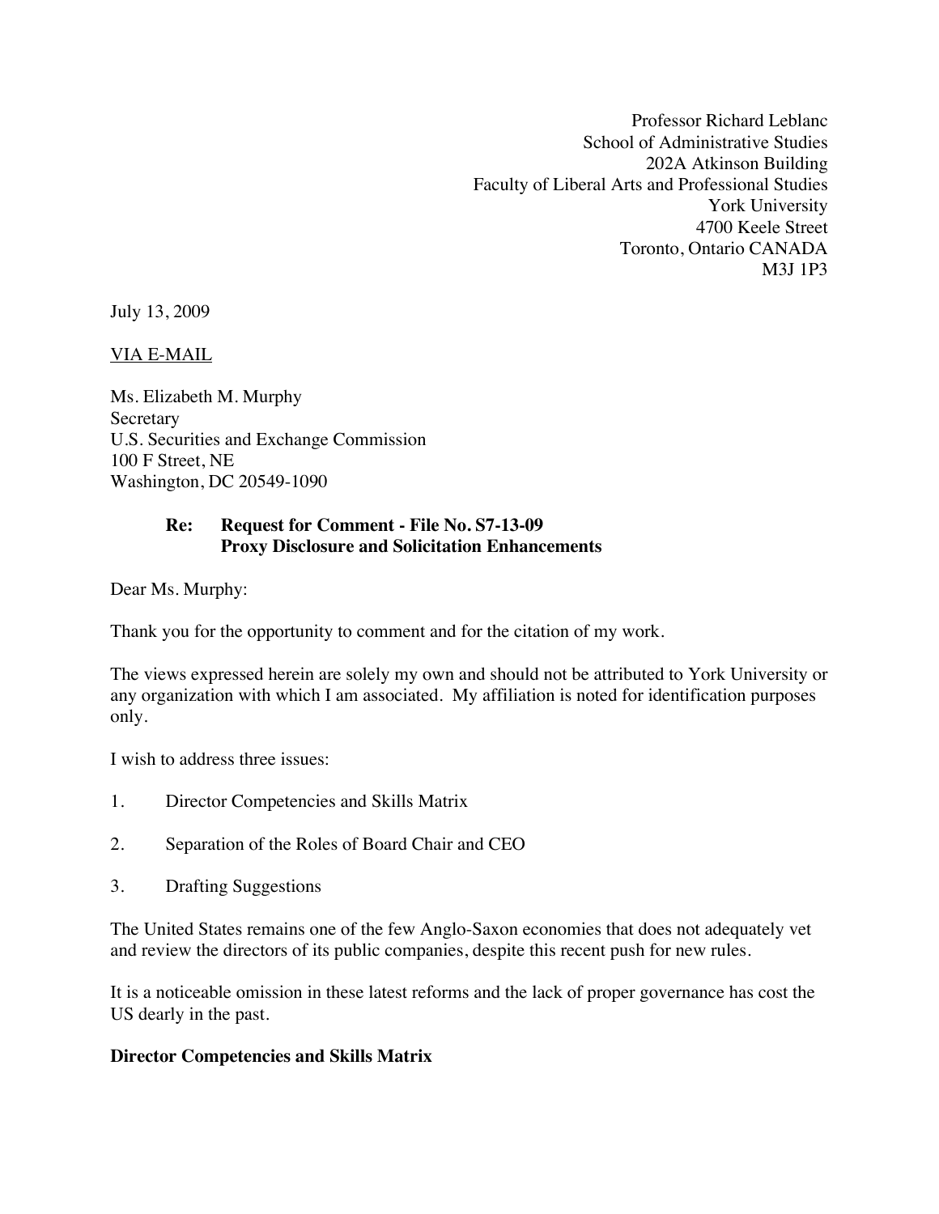Professor Richard Leblanc
School of Administrative Studies
202A Atkinson Building
Faculty of Liberal Arts and Professional Studies
York University
4700 Keele Street
Toronto, Ontario CANADA
M3J 1P3

July 13, 2009

VIA E-MAIL

Ms. Elizabeth M. Murphy
Secretary
U.S. Securities and Exchange Commission
100 F Street, NE
Washington, DC 20549-1090

**Re: Request for Comment - File No. S7-13-09**
**Proxy Disclosure and Solicitation Enhancements**

Dear Ms. Murphy:

Thank you for the opportunity to comment and for the citation of my work.

The views expressed herein are solely my own and should not be attributed to York University or any organization with which I am associated. My affiliation is noted for identification purposes only.

I wish to address three issues:

1. Director Competencies and Skills Matrix

2. Separation of the Roles of Board Chair and CEO

3. Drafting Suggestions

The United States remains one of the few Anglo-Saxon economies that does not adequately vet and review the directors of its public companies, despite this recent push for new rules.

It is a noticeable omission in these latest reforms and the lack of proper governance has cost the US dearly in the past.

**Director Competencies and Skills Matrix**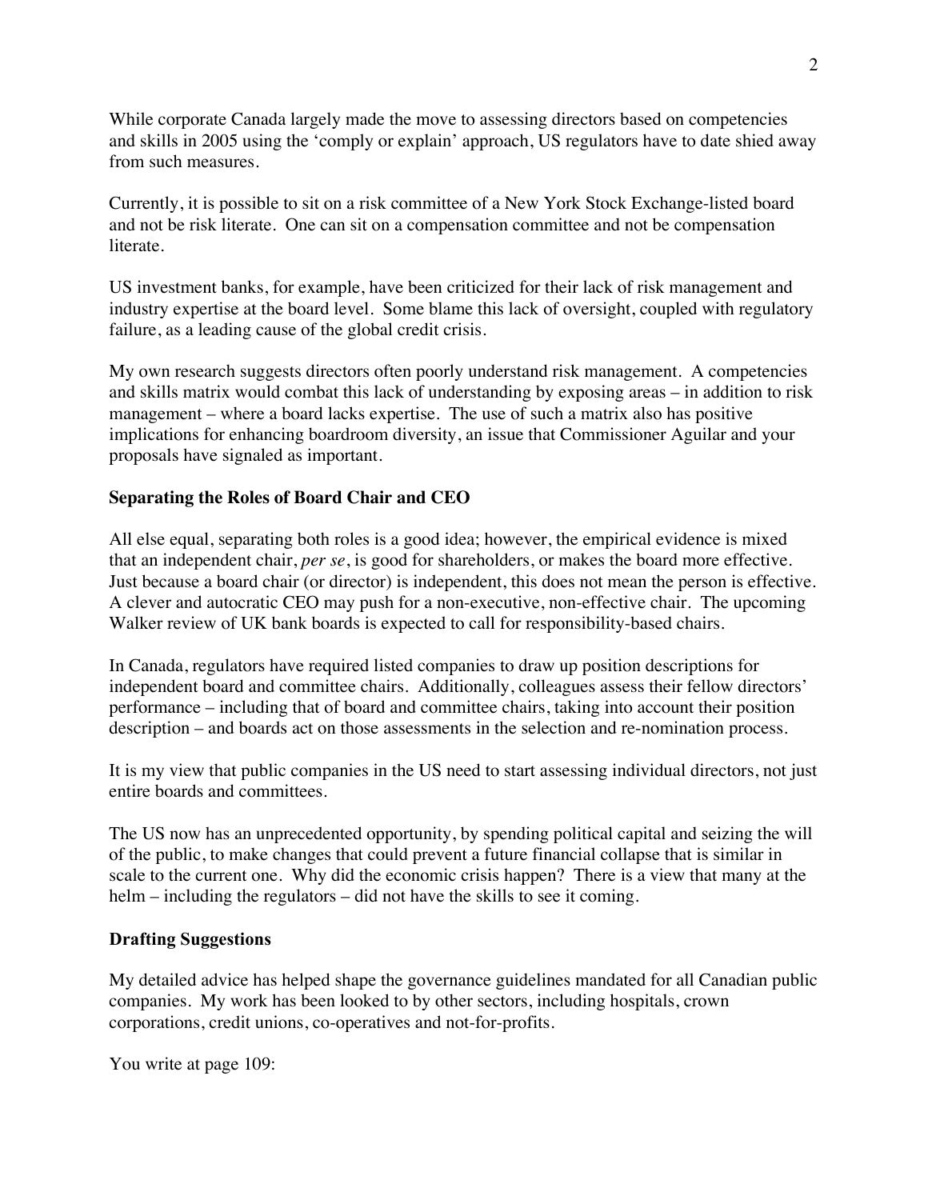While corporate Canada largely made the move to assessing directors based on competencies and skills in 2005 using the 'comply or explain' approach, US regulators have to date shied away from such measures.

Currently, it is possible to sit on a risk committee of a New York Stock Exchange-listed board and not be risk literate. One can sit on a compensation committee and not be compensation literate.

US investment banks, for example, have been criticized for their lack of risk management and industry expertise at the board level. Some blame this lack of oversight, coupled with regulatory failure, as a leading cause of the global credit crisis.

My own research suggests directors often poorly understand risk management. A competencies and skills matrix would combat this lack of understanding by exposing areas – in addition to risk management – where a board lacks expertise. The use of such a matrix also has positive implications for enhancing boardroom diversity, an issue that Commissioner Aguilar and your proposals have signaled as important.

**Separating the Roles of Board Chair and CEO**

All else equal, separating both roles is a good idea; however, the empirical evidence is mixed that an independent chair, *per se*, is good for shareholders, or makes the board more effective. Just because a board chair (or director) is independent, this does not mean the person is effective. A clever and autocratic CEO may push for a non-executive, non-effective chair. The upcoming Walker review of UK bank boards is expected to call for responsibility-based chairs.

In Canada, regulators have required listed companies to draw up position descriptions for independent board and committee chairs. Additionally, colleagues assess their fellow directors' performance – including that of board and committee chairs, taking into account their position description – and boards act on those assessments in the selection and re-nomination process.

It is my view that public companies in the US need to start assessing individual directors, not just entire boards and committees.

The US now has an unprecedented opportunity, by spending political capital and seizing the will of the public, to make changes that could prevent a future financial collapse that is similar in scale to the current one. Why did the economic crisis happen? There is a view that many at the helm – including the regulators – did not have the skills to see it coming.

**Drafting Suggestions**

My detailed advice has helped shape the governance guidelines mandated for all Canadian public companies. My work has been looked to by other sectors, including hospitals, crown corporations, credit unions, co-operatives and not-for-profits.

You write at page 109: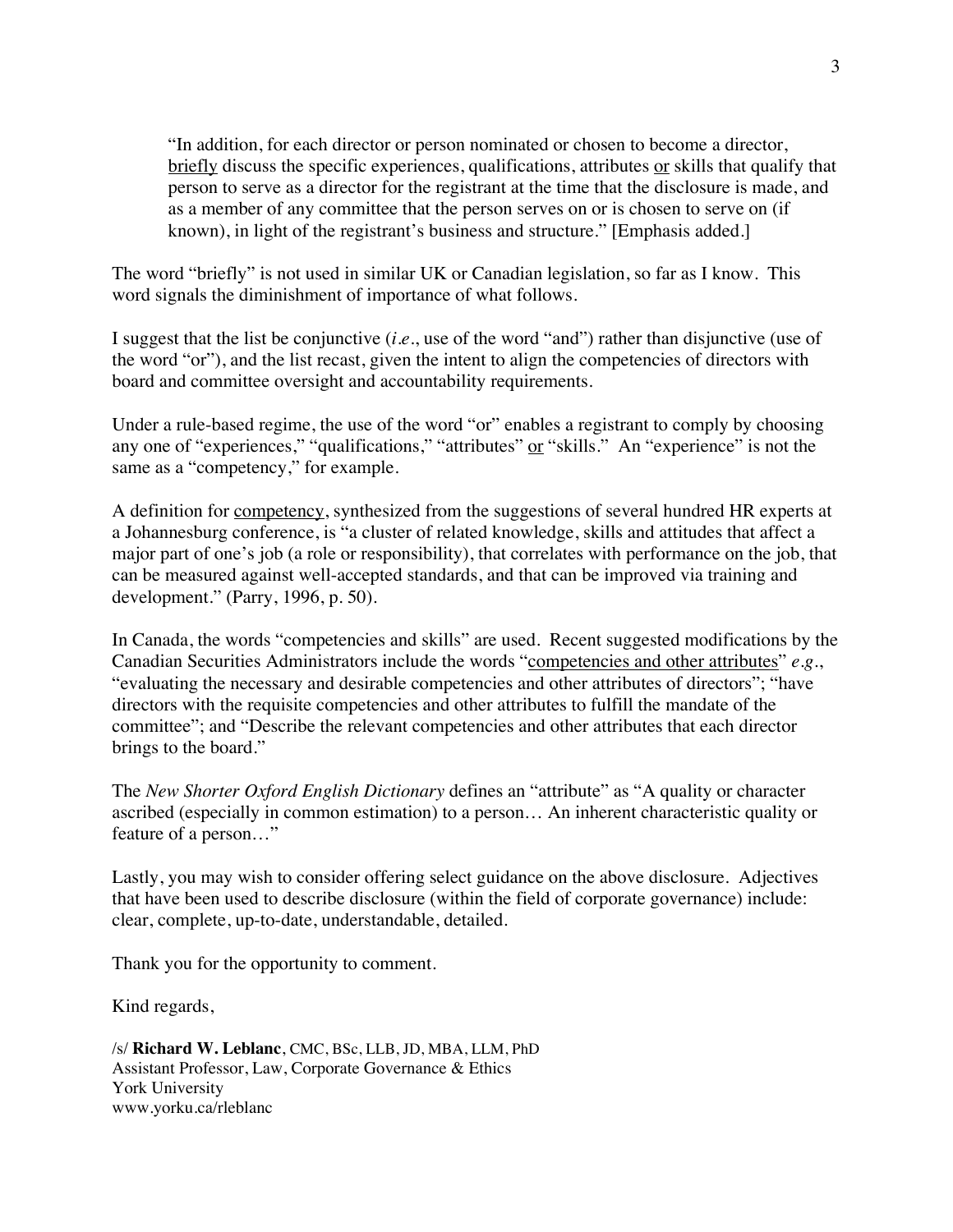> "In addition, for each director or person nominated or chosen to become a director, <u>briefly</u> discuss the specific experiences, qualifications, attributes <u>or</u> skills that qualify that person to serve as a director for the registrant at the time that the disclosure is made, and as a member of any committee that the person serves on or is chosen to serve on (if known), in light of the registrant's business and structure." [Emphasis added.]

The word "briefly" is not used in similar UK or Canadian legislation, so far as I know. This word signals the diminishment of importance of what follows.

I suggest that the list be conjunctive (*i.e.*, use of the word "and") rather than disjunctive (use of the word "or"), and the list recast, given the intent to align the competencies of directors with board and committee oversight and accountability requirements.

Under a rule-based regime, the use of the word "or" enables a registrant to comply by choosing any one of "experiences," "qualifications," "attributes" <u>or</u> "skills." An "experience" is not the same as a "competency," for example.

A definition for <u>competency</u>, synthesized from the suggestions of several hundred HR experts at a Johannesburg conference, is "a cluster of related knowledge, skills and attitudes that affect a major part of one's job (a role or responsibility), that correlates with performance on the job, that can be measured against well-accepted standards, and that can be improved via training and development." (Parry, 1996, p. 50).

In Canada, the words "competencies and skills" are used. Recent suggested modifications by the Canadian Securities Administrators include the words "<u>competencies and other attributes</u>" *e.g.*, "evaluating the necessary and desirable competencies and other attributes of directors"; "have directors with the requisite competencies and other attributes to fulfill the mandate of the committee"; and "Describe the relevant competencies and other attributes that each director brings to the board."

The *New Shorter Oxford English Dictionary* defines an "attribute" as "A quality or character ascribed (especially in common estimation) to a person… An inherent characteristic quality or feature of a person…"

Lastly, you may wish to consider offering select guidance on the above disclosure. Adjectives that have been used to describe disclosure (within the field of corporate governance) include: clear, complete, up-to-date, understandable, detailed.

Thank you for the opportunity to comment.

Kind regards,

/s/ **Richard W. Leblanc**, CMC, BSc, LLB, JD, MBA, LLM, PhD
Assistant Professor, Law, Corporate Governance & Ethics
York University
www.yorku.ca/rleblanc